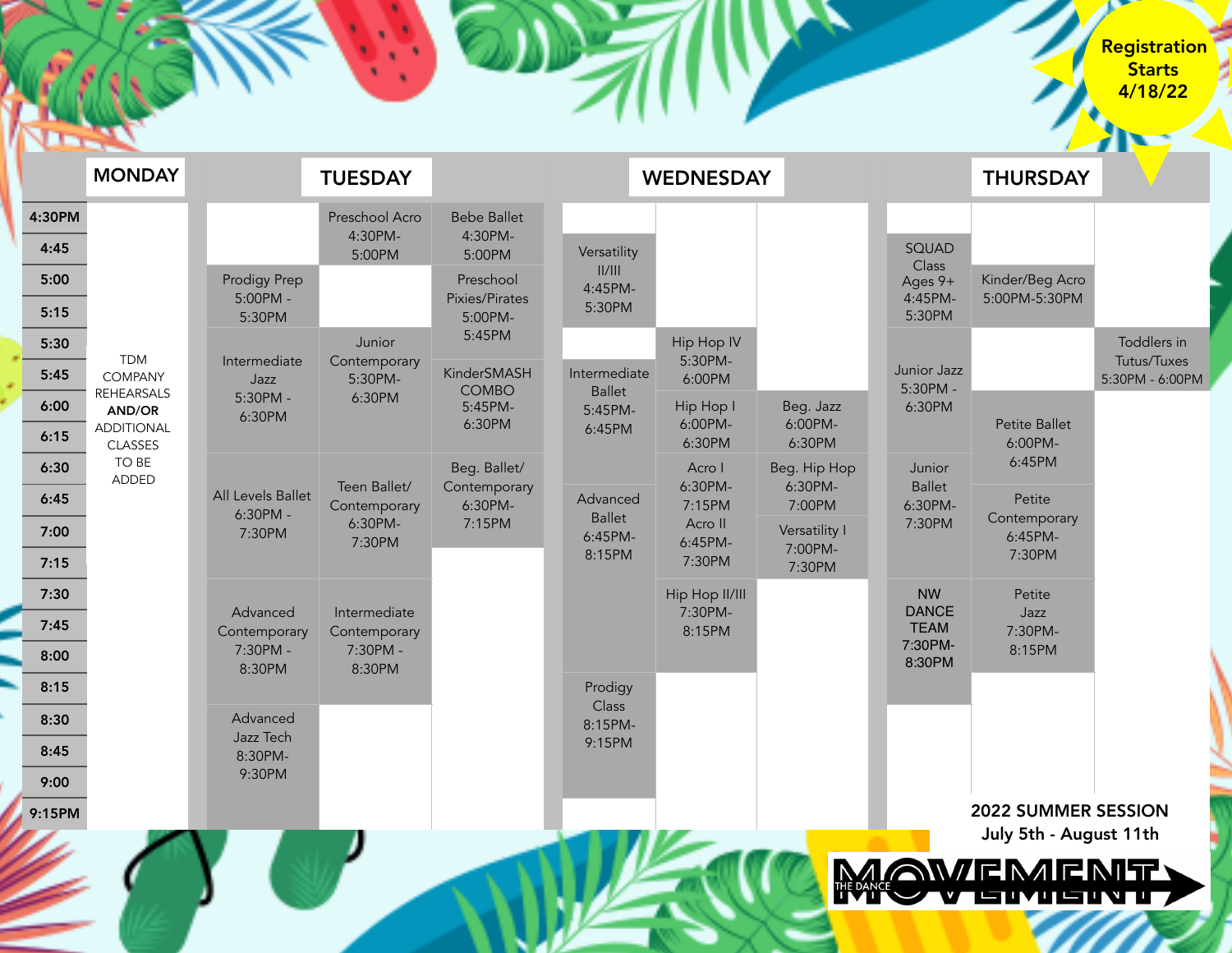Registration Starts 4/18/22

## MONDAY

TDM COMPANY REHEARSALS **AND/OR** ADDITIONAL CLASSES TO BE ADDED

## TUESDAY

| Class | Time |
|---|---|
| Preschool Acro | 4:30PM-5:00PM |
| Bebe Ballet | 4:30PM-5:00PM |
| Prodigy Prep | 5:00PM - 5:30PM |
| Preschool Pixies/Pirates | 5:00PM-5:45PM |
| Intermediate Jazz | 5:30PM - 6:30PM |
| Junior Contemporary | 5:30PM-6:30PM |
| KinderSMASH COMBO | 5:45PM-6:30PM |
| All Levels Ballet | 6:30PM - 7:30PM |
| Teen Ballet/ Contemporary | 6:30PM-7:30PM |
| Beg. Ballet/ Contemporary | 6:30PM-7:15PM |
| Advanced Contemporary | 7:30PM - 8:30PM |
| Intermediate Contemporary | 7:30PM - 8:30PM |
| Advanced Jazz Tech | 8:30PM-9:30PM |

## WEDNESDAY

| Class | Time |
|---|---|
| Versatility II/III | 4:45PM-5:30PM |
| Hip Hop IV | 5:30PM-6:00PM |
| Intermediate Ballet | 5:45PM-6:45PM |
| Hip Hop I | 6:00PM-6:30PM |
| Beg. Jazz | 6:00PM-6:30PM |
| Acro I | 6:30PM-7:15PM |
| Beg. Hip Hop | 6:30PM-7:00PM |
| Advanced Ballet | 6:45PM-8:15PM |
| Acro II | 6:45PM-7:30PM |
| Versatility I | 7:00PM-7:30PM |
| Hip Hop II/III | 7:30PM-8:15PM |
| Prodigy Class | 8:15PM-9:15PM |

## THURSDAY

| Class | Time |
|---|---|
| SQUAD Class Ages 9+ | 4:45PM-5:30PM |
| Kinder/Beg Acro | 5:00PM-5:30PM |
| Junior Jazz | 5:30PM - 6:30PM |
| Toddlers in Tutus/Tuxes | 5:30PM - 6:00PM |
| Petite Ballet | 6:00PM-6:45PM |
| Junior Ballet | 6:30PM-7:30PM |
| Petite Contemporary | 6:45PM-7:30PM |
| NW DANCE TEAM | 7:30PM-8:30PM |
| Petite Jazz | 7:30PM-8:15PM |

**2022 SUMMER SESSION**
**July 5th - August 11th**

THE DANCE MOVEMENT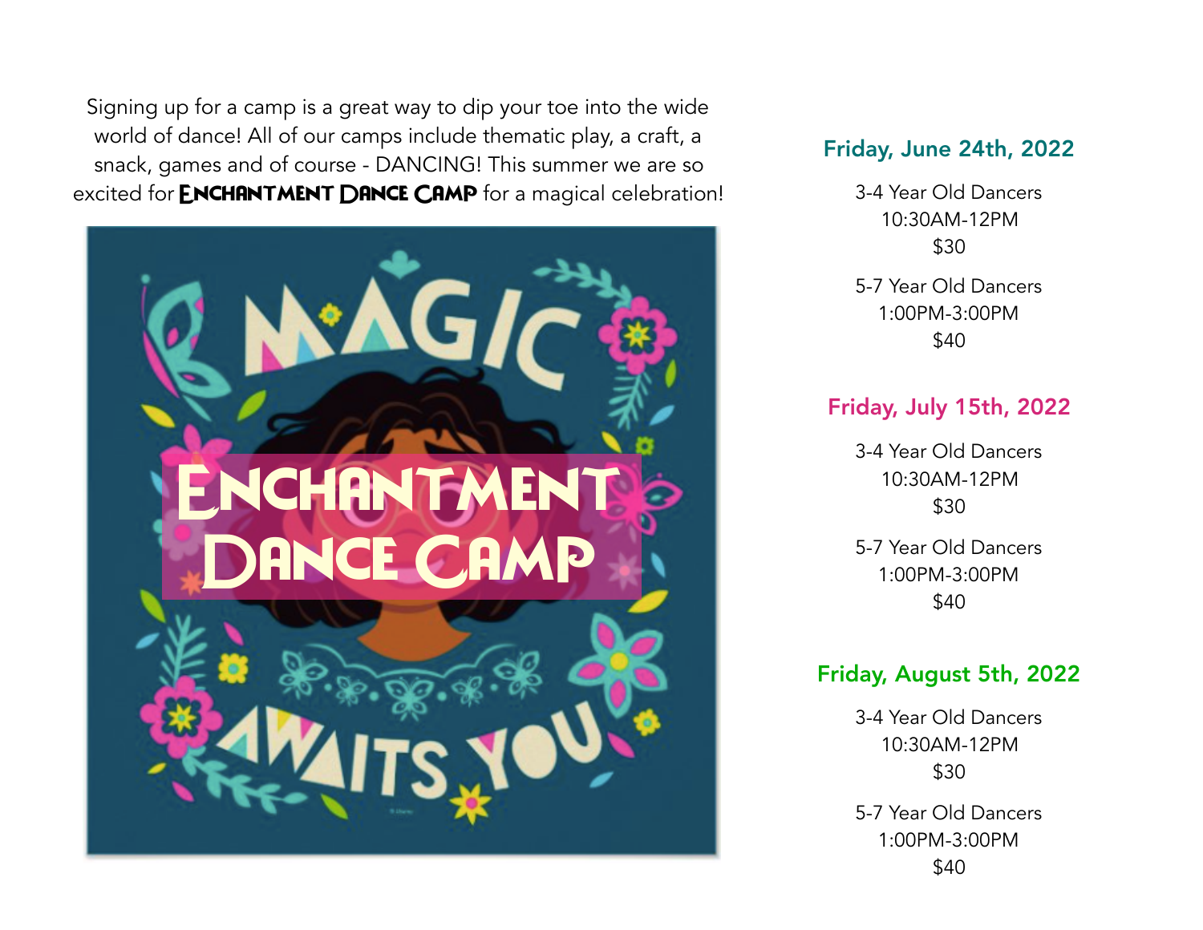Signing up for a camp is a great way to dip your toe into the wide world of dance! All of our camps include thematic play, a craft, a snack, games and of course - DANCING! This summer we are so excited for **ENCHANTMENT DANCE CAMP** for a magical celebration!

MAGIC

ENCHANTMENT DANCE CAMP

AWAITS YOU

### Friday, June 24th, 2022

3-4 Year Old Dancers
10:30AM-12PM
$30

5-7 Year Old Dancers
1:00PM-3:00PM
$40

### Friday, July 15th, 2022

3-4 Year Old Dancers
10:30AM-12PM
$30

5-7 Year Old Dancers
1:00PM-3:00PM
$40

### Friday, August 5th, 2022

3-4 Year Old Dancers
10:30AM-12PM
$30

5-7 Year Old Dancers
1:00PM-3:00PM
$40